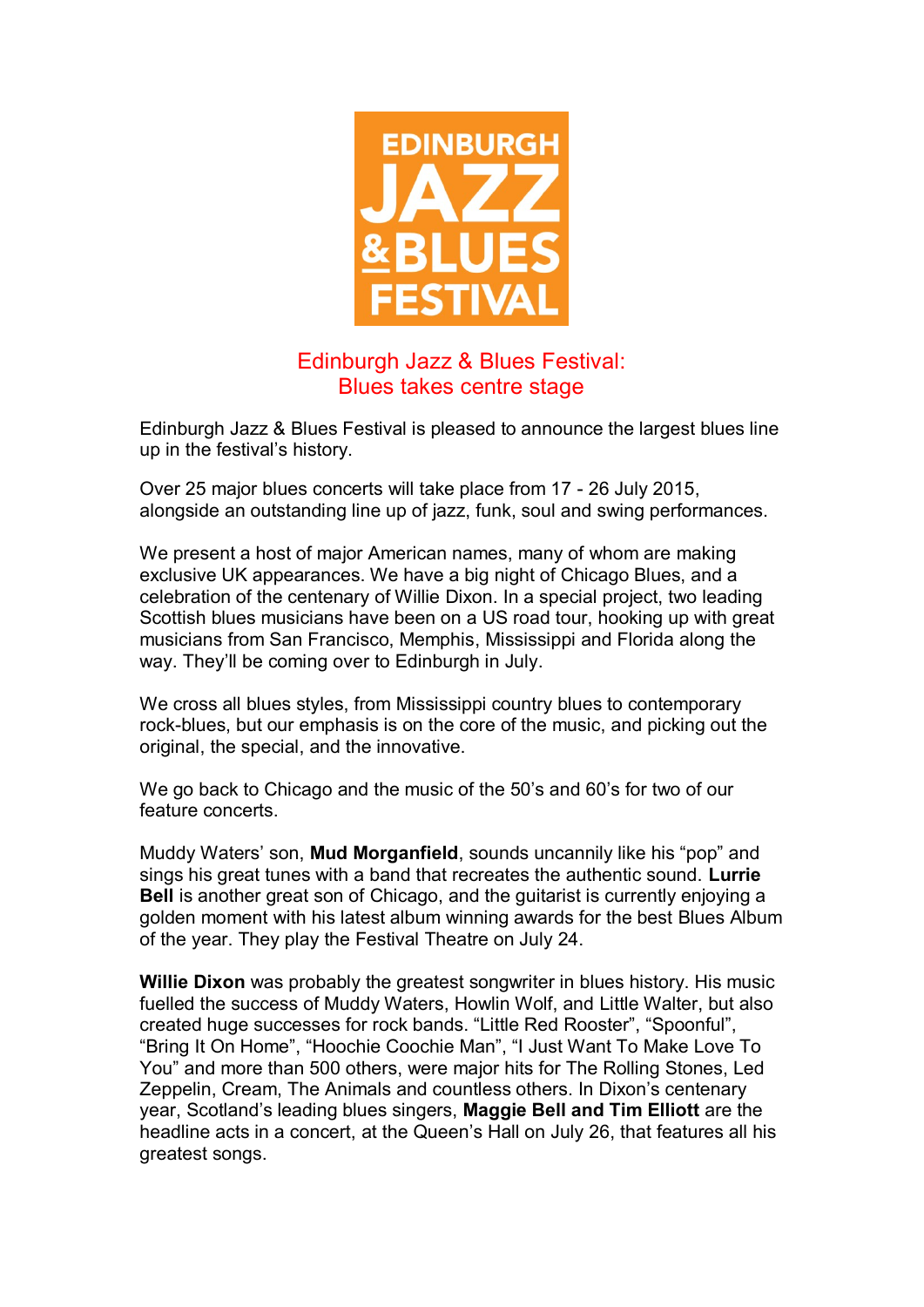EDINBURGH JAZZ & BLUES FESTIVAL

# Edinburgh Jazz & Blues Festival: Blues takes centre stage

Edinburgh Jazz & Blues Festival is pleased to announce the largest blues line up in the festival's history.

Over 25 major blues concerts will take place from 17 - 26 July 2015, alongside an outstanding line up of jazz, funk, soul and swing performances.

We present a host of major American names, many of whom are making exclusive UK appearances. We have a big night of Chicago Blues, and a celebration of the centenary of Willie Dixon. In a special project, two leading Scottish blues musicians have been on a US road tour, hooking up with great musicians from San Francisco, Memphis, Mississippi and Florida along the way. They'll be coming over to Edinburgh in July.

We cross all blues styles, from Mississippi country blues to contemporary rock-blues, but our emphasis is on the core of the music, and picking out the original, the special, and the innovative.

We go back to Chicago and the music of the 50's and 60's for two of our feature concerts.

Muddy Waters' son, **Mud Morganfield**, sounds uncannily like his "pop" and sings his great tunes with a band that recreates the authentic sound. **Lurrie Bell** is another great son of Chicago, and the guitarist is currently enjoying a golden moment with his latest album winning awards for the best Blues Album of the year. They play the Festival Theatre on July 24.

**Willie Dixon** was probably the greatest songwriter in blues history. His music fuelled the success of Muddy Waters, Howlin Wolf, and Little Walter, but also created huge successes for rock bands. "Little Red Rooster", "Spoonful", "Bring It On Home", "Hoochie Coochie Man", "I Just Want To Make Love To You" and more than 500 others, were major hits for The Rolling Stones, Led Zeppelin, Cream, The Animals and countless others. In Dixon's centenary year, Scotland's leading blues singers, **Maggie Bell and Tim Elliott** are the headline acts in a concert, at the Queen's Hall on July 26, that features all his greatest songs.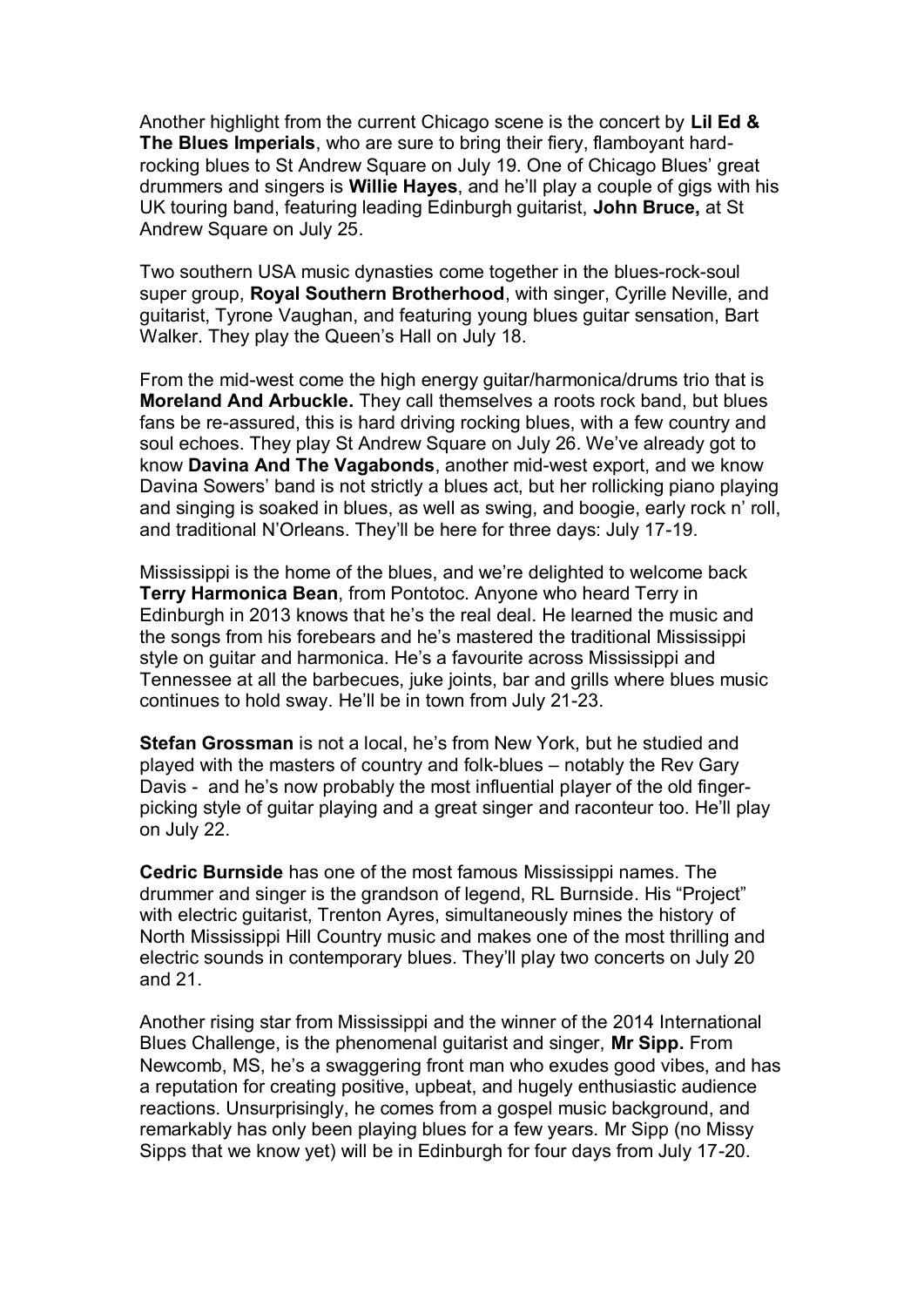Another highlight from the current Chicago scene is the concert by **Lil Ed & The Blues Imperials**, who are sure to bring their fiery, flamboyant hard-rocking blues to St Andrew Square on July 19. One of Chicago Blues' great drummers and singers is **Willie Hayes**, and he'll play a couple of gigs with his UK touring band, featuring leading Edinburgh guitarist, **John Bruce,** at St Andrew Square on July 25.

Two southern USA music dynasties come together in the blues-rock-soul super group, **Royal Southern Brotherhood**, with singer, Cyrille Neville, and guitarist, Tyrone Vaughan, and featuring young blues guitar sensation, Bart Walker. They play the Queen's Hall on July 18.

From the mid-west come the high energy guitar/harmonica/drums trio that is **Moreland And Arbuckle.** They call themselves a roots rock band, but blues fans be re-assured, this is hard driving rocking blues, with a few country and soul echoes. They play St Andrew Square on July 26. We've already got to know **Davina And The Vagabonds**, another mid-west export, and we know Davina Sowers' band is not strictly a blues act, but her rollicking piano playing and singing is soaked in blues, as well as swing, and boogie, early rock n' roll, and traditional N'Orleans. They'll be here for three days: July 17-19.

Mississippi is the home of the blues, and we're delighted to welcome back **Terry Harmonica Bean**, from Pontotoc. Anyone who heard Terry in Edinburgh in 2013 knows that he's the real deal. He learned the music and the songs from his forebears and he's mastered the traditional Mississippi style on guitar and harmonica. He's a favourite across Mississippi and Tennessee at all the barbecues, juke joints, bar and grills where blues music continues to hold sway. He'll be in town from July 21-23.

**Stefan Grossman** is not a local, he's from New York, but he studied and played with the masters of country and folk-blues – notably the Rev Gary Davis - and he's now probably the most influential player of the old finger-picking style of guitar playing and a great singer and raconteur too. He'll play on July 22.

**Cedric Burnside** has one of the most famous Mississippi names. The drummer and singer is the grandson of legend, RL Burnside. His "Project" with electric guitarist, Trenton Ayres, simultaneously mines the history of North Mississippi Hill Country music and makes one of the most thrilling and electric sounds in contemporary blues. They'll play two concerts on July 20 and 21.

Another rising star from Mississippi and the winner of the 2014 International Blues Challenge, is the phenomenal guitarist and singer, **Mr Sipp.** From Newcomb, MS, he's a swaggering front man who exudes good vibes, and has a reputation for creating positive, upbeat, and hugely enthusiastic audience reactions. Unsurprisingly, he comes from a gospel music background, and remarkably has only been playing blues for a few years. Mr Sipp (no Missy Sipps that we know yet) will be in Edinburgh for four days from July 17-20.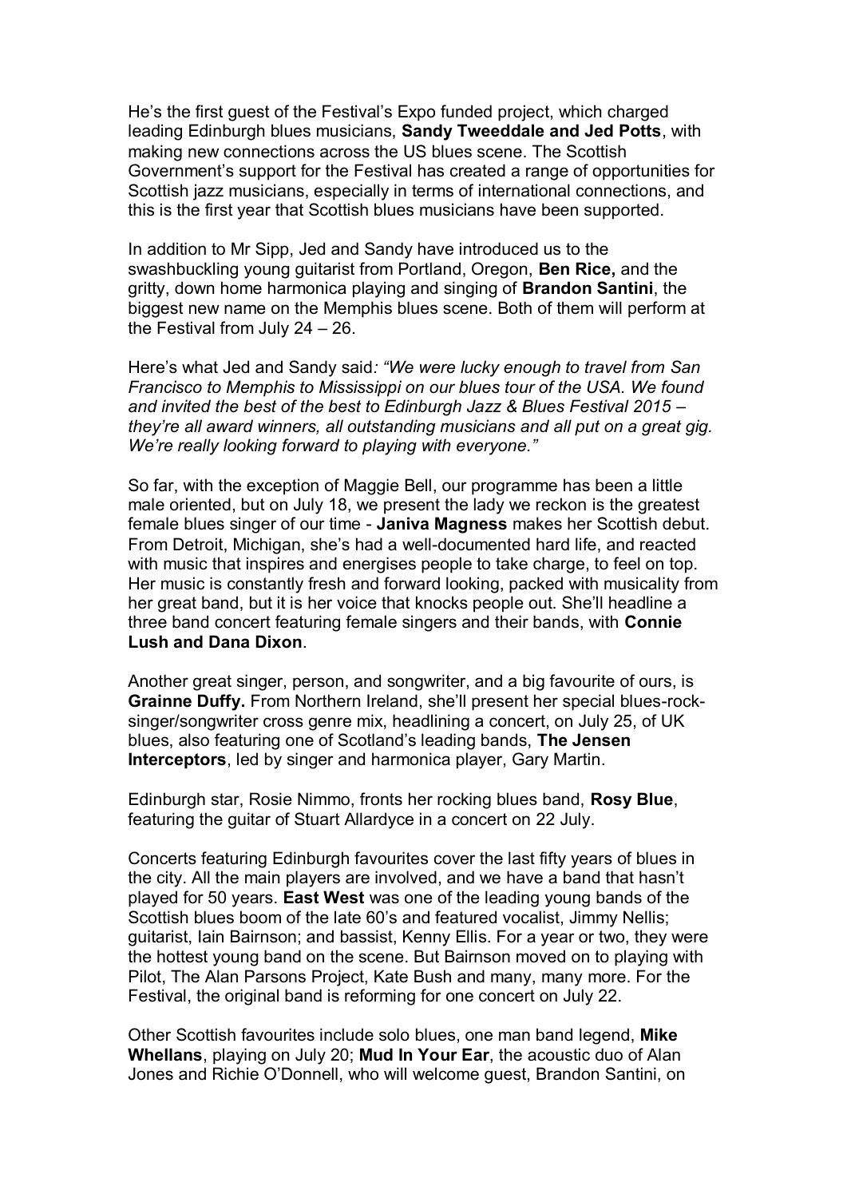He's the first guest of the Festival's Expo funded project, which charged leading Edinburgh blues musicians, **Sandy Tweeddale and Jed Potts**, with making new connections across the US blues scene. The Scottish Government's support for the Festival has created a range of opportunities for Scottish jazz musicians, especially in terms of international connections, and this is the first year that Scottish blues musicians have been supported.

In addition to Mr Sipp, Jed and Sandy have introduced us to the swashbuckling young guitarist from Portland, Oregon, **Ben Rice,** and the gritty, down home harmonica playing and singing of **Brandon Santini**, the biggest new name on the Memphis blues scene. Both of them will perform at the Festival from July 24 – 26.

Here's what Jed and Sandy said*: "We were lucky enough to travel from San Francisco to Memphis to Mississippi on our blues tour of the USA. We found and invited the best of the best to Edinburgh Jazz & Blues Festival 2015 – they're all award winners, all outstanding musicians and all put on a great gig. We're really looking forward to playing with everyone."*

So far, with the exception of Maggie Bell, our programme has been a little male oriented, but on July 18, we present the lady we reckon is the greatest female blues singer of our time - **Janiva Magness** makes her Scottish debut. From Detroit, Michigan, she's had a well-documented hard life, and reacted with music that inspires and energises people to take charge, to feel on top. Her music is constantly fresh and forward looking, packed with musicality from her great band, but it is her voice that knocks people out. She'll headline a three band concert featuring female singers and their bands, with **Connie Lush and Dana Dixon**.

Another great singer, person, and songwriter, and a big favourite of ours, is **Grainne Duffy.** From Northern Ireland, she'll present her special blues-rock-singer/songwriter cross genre mix, headlining a concert, on July 25, of UK blues, also featuring one of Scotland's leading bands, **The Jensen Interceptors**, led by singer and harmonica player, Gary Martin.

Edinburgh star, Rosie Nimmo, fronts her rocking blues band, **Rosy Blue**, featuring the guitar of Stuart Allardyce in a concert on 22 July.

Concerts featuring Edinburgh favourites cover the last fifty years of blues in the city. All the main players are involved, and we have a band that hasn't played for 50 years. **East West** was one of the leading young bands of the Scottish blues boom of the late 60's and featured vocalist, Jimmy Nellis; guitarist, Iain Bairnson; and bassist, Kenny Ellis. For a year or two, they were the hottest young band on the scene. But Bairnson moved on to playing with Pilot, The Alan Parsons Project, Kate Bush and many, many more. For the Festival, the original band is reforming for one concert on July 22.

Other Scottish favourites include solo blues, one man band legend, **Mike Whellans**, playing on July 20; **Mud In Your Ear**, the acoustic duo of Alan Jones and Richie O'Donnell, who will welcome guest, Brandon Santini, on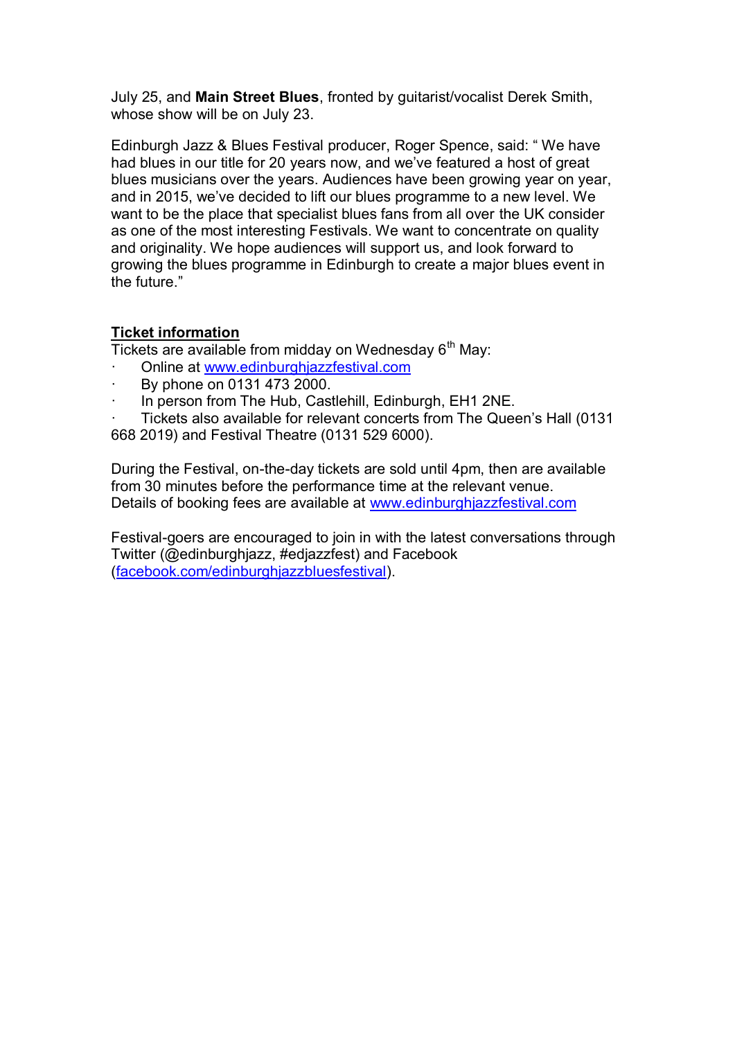July 25, and **Main Street Blues**, fronted by guitarist/vocalist Derek Smith, whose show will be on July 23.

Edinburgh Jazz & Blues Festival producer, Roger Spence, said: " We have had blues in our title for 20 years now, and we've featured a host of great blues musicians over the years. Audiences have been growing year on year, and in 2015, we've decided to lift our blues programme to a new level. We want to be the place that specialist blues fans from all over the UK consider as one of the most interesting Festivals. We want to concentrate on quality and originality. We hope audiences will support us, and look forward to growing the blues programme in Edinburgh to create a major blues event in the future."

**Ticket information**

Tickets are available from midday on Wednesday 6th May:

- Online at www.edinburghjazzfestival.com
- By phone on 0131 473 2000.
- In person from The Hub, Castlehill, Edinburgh, EH1 2NE.
- Tickets also available for relevant concerts from The Queen's Hall (0131 668 2019) and Festival Theatre (0131 529 6000).

During the Festival, on-the-day tickets are sold until 4pm, then are available from 30 minutes before the performance time at the relevant venue.
Details of booking fees are available at www.edinburghjazzfestival.com

Festival-goers are encouraged to join in with the latest conversations through Twitter (@edinburghjazz, #edjazzfest) and Facebook (facebook.com/edinburghjazzbluesfestival).